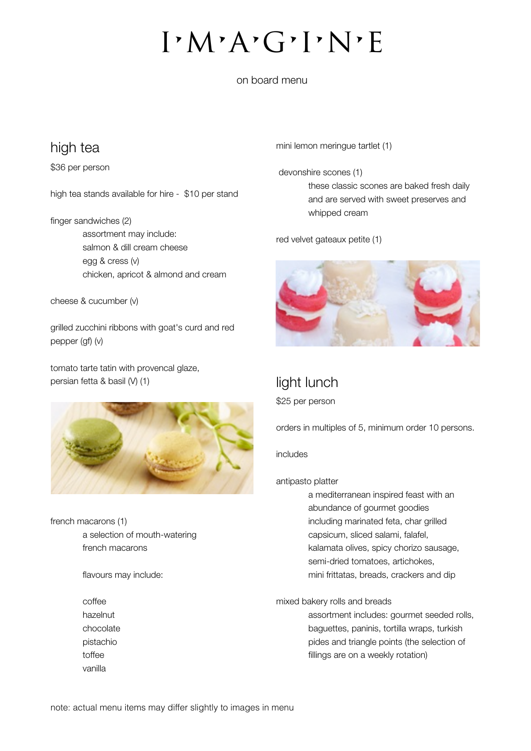# I·M·A·G·I·N·E

on board menu

## high tea

$36 per person

high tea stands available for hire - $10 per stand

finger sandwiches (2)

> assortment may include:
> salmon & dill cream cheese
> egg & cress (v)
> chicken, apricot & almond and cream

cheese & cucumber (v)

grilled zucchini ribbons with goat's curd and red pepper (gf) (v)

tomato tarte tatin with provencal glaze, persian fetta & basil (V) (1)

french macarons (1)

> a selection of mouth-watering french macarons
>
> flavours may include:
>
> coffee
> hazelnut
> chocolate
> pistachio
> toffee
> vanilla

mini lemon meringue tartlet (1)

devonshire scones (1)

> these classic scones are baked fresh daily and are served with sweet preserves and whipped cream

red velvet gateaux petite (1)

## light lunch

$25 per person

orders in multiples of 5, minimum order 10 persons.

includes

antipasto platter

> a mediterranean inspired feast with an abundance of gourmet goodies including marinated feta, char grilled capsicum, sliced salami, falafel, kalamata olives, spicy chorizo sausage, semi-dried tomatoes, artichokes, mini frittatas, breads, crackers and dip

mixed bakery rolls and breads

> assortment includes: gourmet seeded rolls, baguettes, paninis, tortilla wraps, turkish pides and triangle points (the selection of fillings are on a weekly rotation)

note: actual menu items may differ slightly to images in menu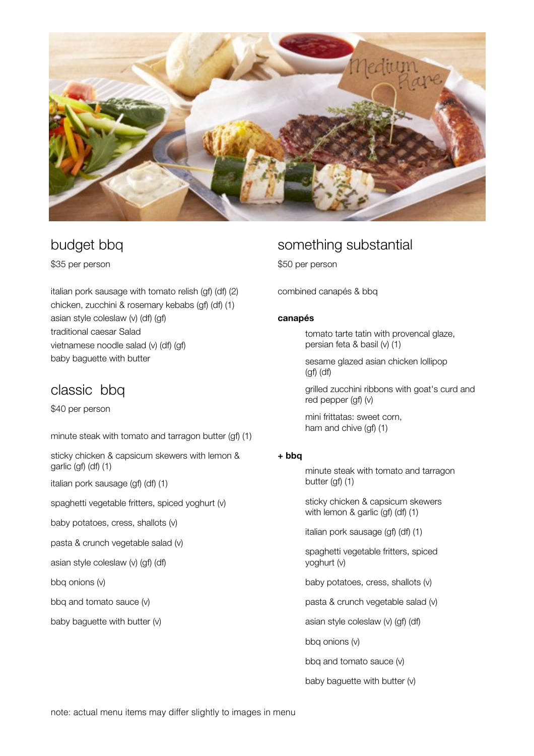## budget bbq

$35 per person

italian pork sausage with tomato relish (gf) (df) (2)
chicken, zucchini & rosemary kebabs (gf) (df) (1)
asian style coleslaw (v) (df) (gf)
traditional caesar Salad
vietnamese noodle salad (v) (df) (gf)
baby baguette with butter

## classic bbq

$40 per person

minute steak with tomato and tarragon butter (gf) (1)

sticky chicken & capsicum skewers with lemon & garlic (gf) (df) (1)

italian pork sausage (gf) (df) (1)

spaghetti vegetable fritters, spiced yoghurt (v)

baby potatoes, cress, shallots (v)

pasta & crunch vegetable salad (v)

asian style coleslaw (v) (gf) (df)

bbq onions (v)

bbq and tomato sauce (v)

baby baguette with butter (v)

## something substantial

$50 per person

combined canapés & bbq

**canapés**

tomato tarte tatin with provencal glaze, persian feta & basil (v) (1)

sesame glazed asian chicken lollipop (gf) (df)

grilled zucchini ribbons with goat's curd and red pepper (gf) (v)

mini frittatas: sweet corn, ham and chive (gf) (1)

**+ bbq**

minute steak with tomato and tarragon butter (gf) (1)

sticky chicken & capsicum skewers with lemon & garlic (gf) (df) (1)

italian pork sausage (gf) (df) (1)

spaghetti vegetable fritters, spiced yoghurt (v)

baby potatoes, cress, shallots (v)

pasta & crunch vegetable salad (v)

asian style coleslaw (v) (gf) (df)

bbq onions (v)

bbq and tomato sauce (v)

baby baguette with butter (v)

note: actual menu items may differ slightly to images in menu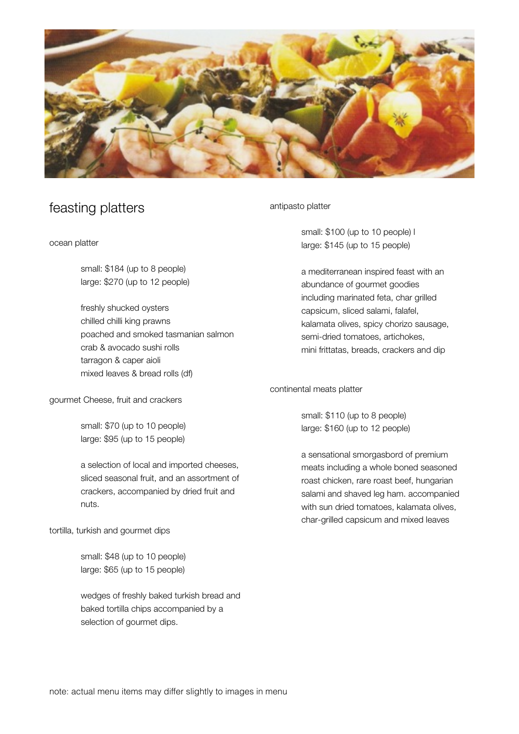# feasting platters

ocean platter

small: $184 (up to 8 people)
large: $270 (up to 12 people)

freshly shucked oysters
chilled chilli king prawns
poached and smoked tasmanian salmon
crab & avocado sushi rolls
tarragon & caper aioli
mixed leaves & bread rolls (df)

gourmet Cheese, fruit and crackers

small: $70 (up to 10 people)
large: $95 (up to 15 people)

a selection of local and imported cheeses, sliced seasonal fruit, and an assortment of crackers, accompanied by dried fruit and nuts.

tortilla, turkish and gourmet dips

small: $48 (up to 10 people)
large: $65 (up to 15 people)

wedges of freshly baked turkish bread and baked tortilla chips accompanied by a selection of gourmet dips.

antipasto platter

small: $100 (up to 10 people) l
large: $145 (up to 15 people)

a mediterranean inspired feast with an abundance of gourmet goodies including marinated feta, char grilled capsicum, sliced salami, falafel, kalamata olives, spicy chorizo sausage, semi-dried tomatoes, artichokes, mini frittatas, breads, crackers and dip

continental meats platter

small: $110 (up to 8 people)
large: $160 (up to 12 people)

a sensational smorgasbord of premium meats including a whole boned seasoned roast chicken, rare roast beef, hungarian salami and shaved leg ham. accompanied with sun dried tomatoes, kalamata olives, char-grilled capsicum and mixed leaves

note: actual menu items may differ slightly to images in menu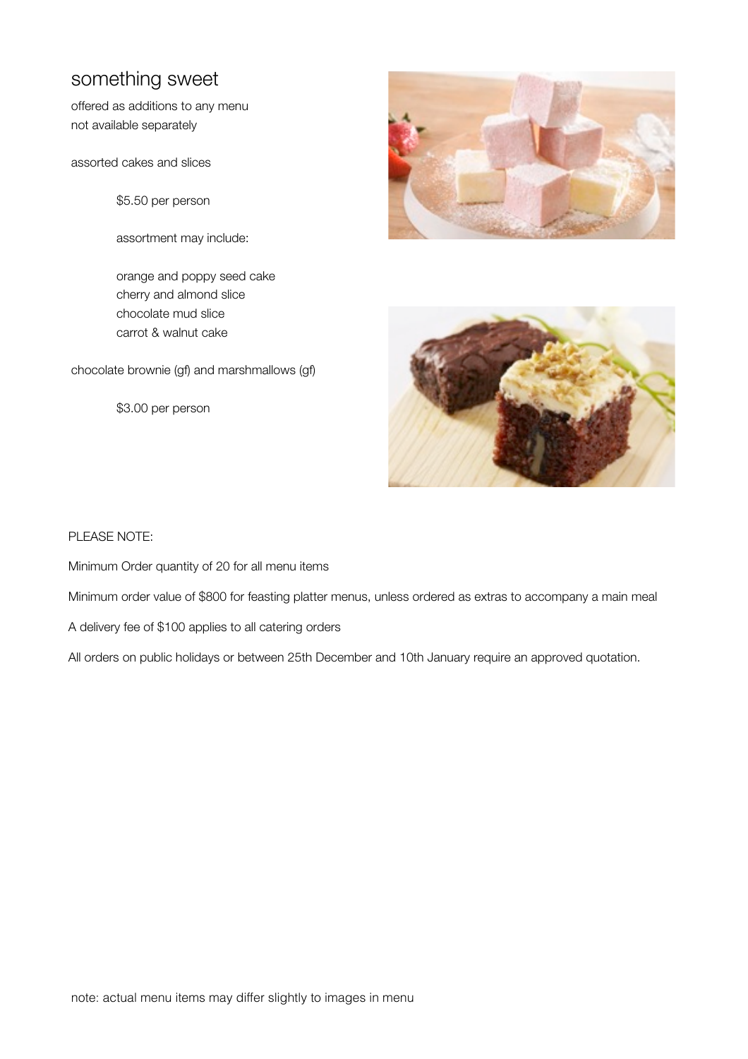## something sweet

offered as additions to any menu
not available separately

assorted cakes and slices

$5.50 per person

assortment may include:

- orange and poppy seed cake
- cherry and almond slice
- chocolate mud slice
- carrot & walnut cake

chocolate brownie (gf) and marshmallows (gf)

$3.00 per person

PLEASE NOTE:

Minimum Order quantity of 20 for all menu items

Minimum order value of $800 for feasting platter menus, unless ordered as extras to accompany a main meal

A delivery fee of $100 applies to all catering orders

All orders on public holidays or between 25th December and 10th January require an approved quotation.

note: actual menu items may differ slightly to images in menu